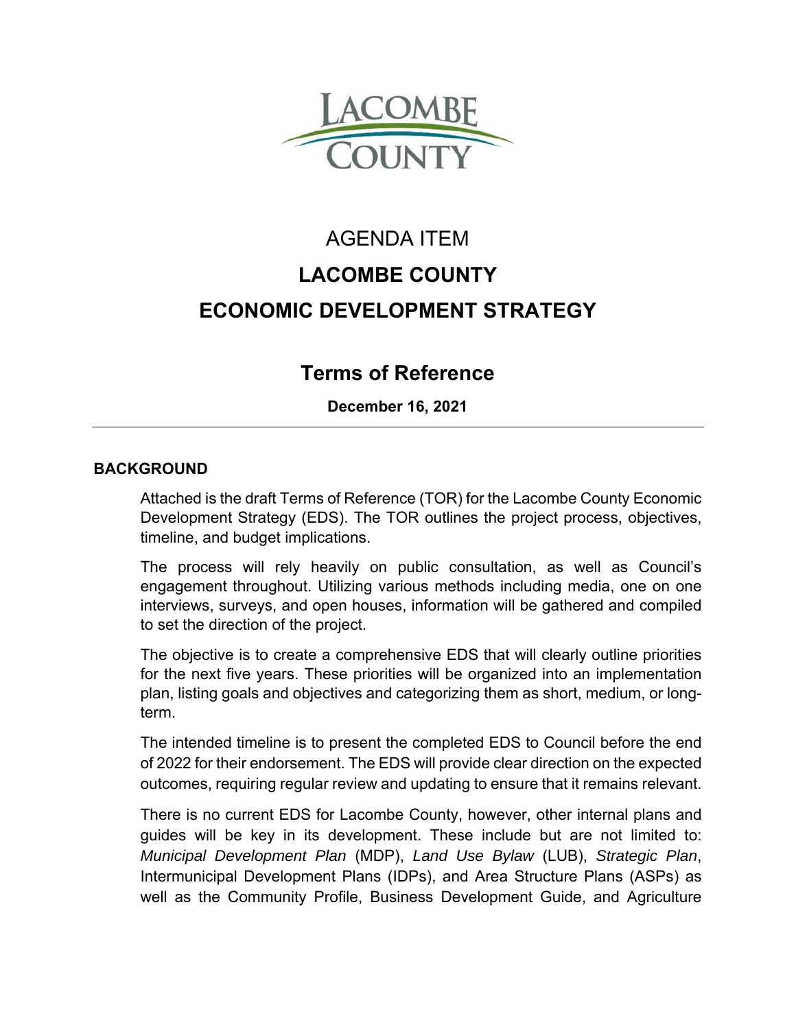LACOMBE COUNTY

# AGENDA ITEM

# LACOMBE COUNTY

# ECONOMIC DEVELOPMENT STRATEGY

## Terms of Reference

**December 16, 2021**

---

### BACKGROUND

Attached is the draft Terms of Reference (TOR) for the Lacombe County Economic Development Strategy (EDS). The TOR outlines the project process, objectives, timeline, and budget implications.

The process will rely heavily on public consultation, as well as Council's engagement throughout. Utilizing various methods including media, one on one interviews, surveys, and open houses, information will be gathered and compiled to set the direction of the project.

The objective is to create a comprehensive EDS that will clearly outline priorities for the next five years. These priorities will be organized into an implementation plan, listing goals and objectives and categorizing them as short, medium, or long-term.

The intended timeline is to present the completed EDS to Council before the end of 2022 for their endorsement. The EDS will provide clear direction on the expected outcomes, requiring regular review and updating to ensure that it remains relevant.

There is no current EDS for Lacombe County, however, other internal plans and guides will be key in its development. These include but are not limited to: *Municipal Development Plan* (MDP), *Land Use Bylaw* (LUB), *Strategic Plan*, Intermunicipal Development Plans (IDPs), and Area Structure Plans (ASPs) as well as the Community Profile, Business Development Guide, and Agriculture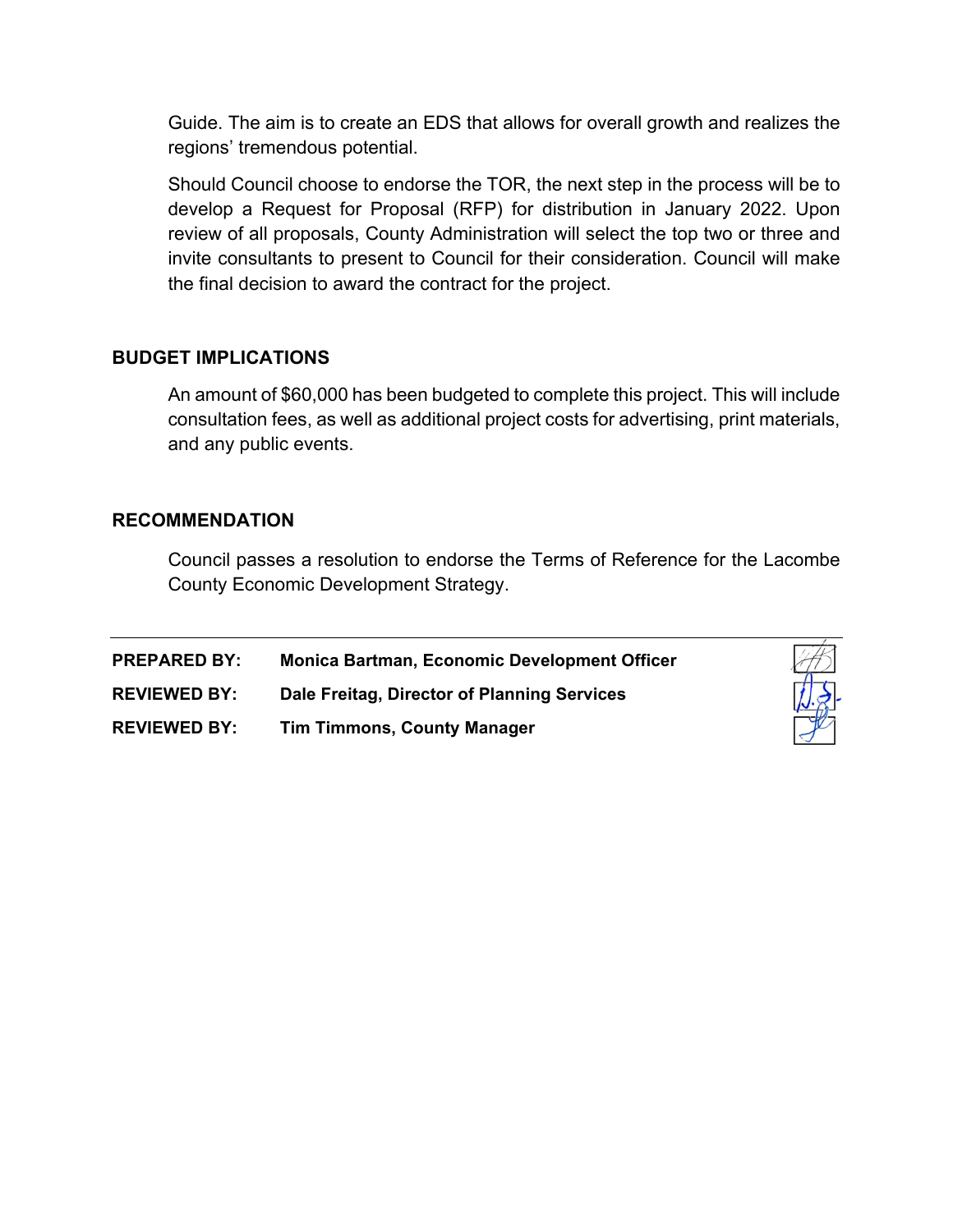Guide. The aim is to create an EDS that allows for overall growth and realizes the regions' tremendous potential.

Should Council choose to endorse the TOR, the next step in the process will be to develop a Request for Proposal (RFP) for distribution in January 2022. Upon review of all proposals, County Administration will select the top two or three and invite consultants to present to Council for their consideration. Council will make the final decision to award the contract for the project.

## BUDGET IMPLICATIONS

An amount of $60,000 has been budgeted to complete this project. This will include consultation fees, as well as additional project costs for advertising, print materials, and any public events.

## RECOMMENDATION

Council passes a resolution to endorse the Terms of Reference for the Lacombe County Economic Development Strategy.

---

**PREPARED BY:** **Monica Bartman, Economic Development Officer**

**REVIEWED BY:** **Dale Freitag, Director of Planning Services**

**REVIEWED BY:** **Tim Timmons, County Manager**